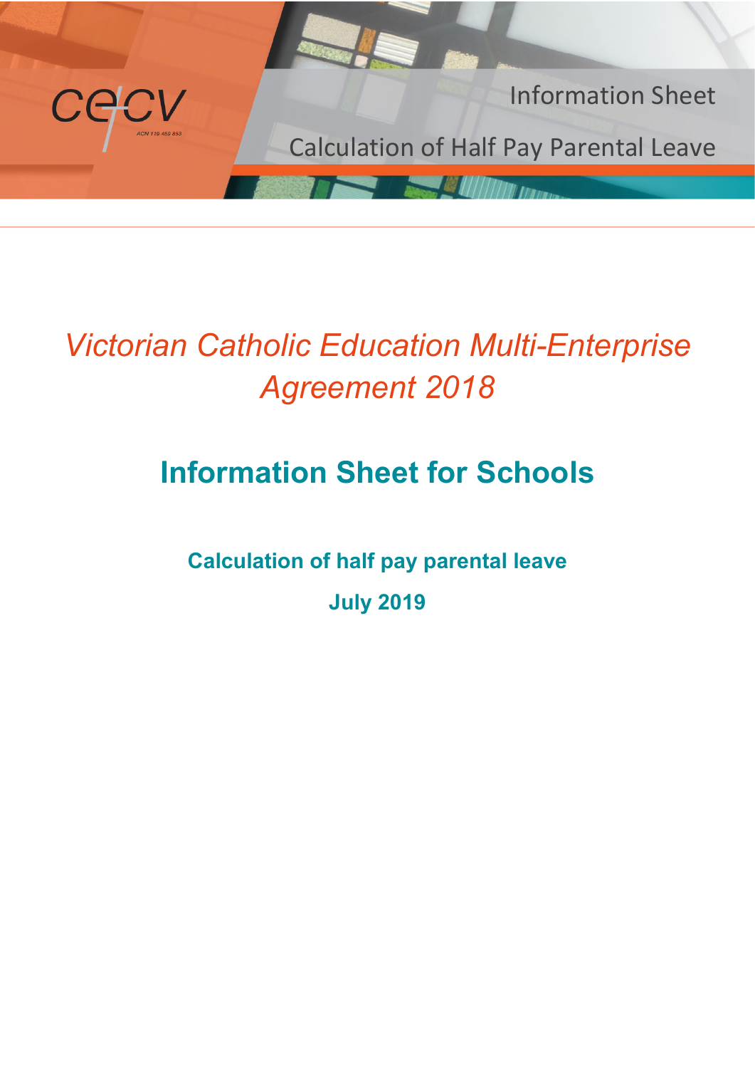Information Sheet

Calculation of Half Pay Parental Leave

*Victorian Catholic Education Multi-Enterprise Agreement 2018*

# Information Sheet for Schools

## Calculation of half pay parental leave

## July 2019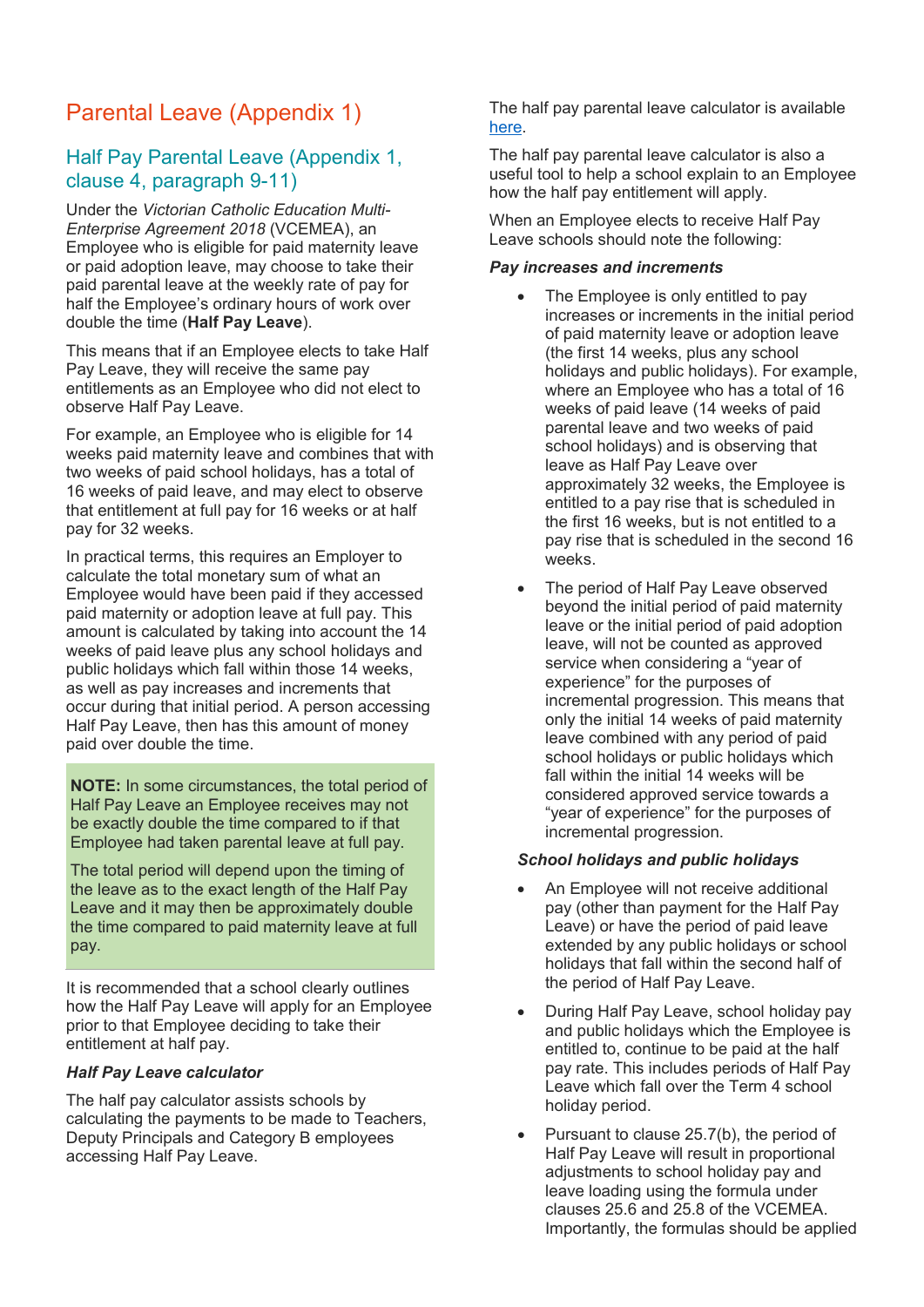# Parental Leave (Appendix 1)

## Half Pay Parental Leave (Appendix 1, clause 4, paragraph 9-11)

Under the *Victorian Catholic Education Multi-Enterprise Agreement 2018* (VCEMEA), an Employee who is eligible for paid maternity leave or paid adoption leave, may choose to take their paid parental leave at the weekly rate of pay for half the Employee's ordinary hours of work over double the time (**Half Pay Leave**).

This means that if an Employee elects to take Half Pay Leave, they will receive the same pay entitlements as an Employee who did not elect to observe Half Pay Leave.

For example, an Employee who is eligible for 14 weeks paid maternity leave and combines that with two weeks of paid school holidays, has a total of 16 weeks of paid leave, and may elect to observe that entitlement at full pay for 16 weeks or at half pay for 32 weeks.

In practical terms, this requires an Employer to calculate the total monetary sum of what an Employee would have been paid if they accessed paid maternity or adoption leave at full pay. This amount is calculated by taking into account the 14 weeks of paid leave plus any school holidays and public holidays which fall within those 14 weeks, as well as pay increases and increments that occur during that initial period. A person accessing Half Pay Leave, then has this amount of money paid over double the time.

> **NOTE:** In some circumstances, the total period of Half Pay Leave an Employee receives may not be exactly double the time compared to if that Employee had taken parental leave at full pay.
>
> The total period will depend upon the timing of the leave as to the exact length of the Half Pay Leave and it may then be approximately double the time compared to paid maternity leave at full pay.

It is recommended that a school clearly outlines how the Half Pay Leave will apply for an Employee prior to that Employee deciding to take their entitlement at half pay.

### *Half Pay Leave calculator*

The half pay calculator assists schools by calculating the payments to be made to Teachers, Deputy Principals and Category B employees accessing Half Pay Leave.

The half pay parental leave calculator is available here.

The half pay parental leave calculator is also a useful tool to help a school explain to an Employee how the half pay entitlement will apply.

When an Employee elects to receive Half Pay Leave schools should note the following:

### *Pay increases and increments*

- The Employee is only entitled to pay increases or increments in the initial period of paid maternity leave or adoption leave (the first 14 weeks, plus any school holidays and public holidays). For example, where an Employee who has a total of 16 weeks of paid leave (14 weeks of paid parental leave and two weeks of paid school holidays) and is observing that leave as Half Pay Leave over approximately 32 weeks, the Employee is entitled to a pay rise that is scheduled in the first 16 weeks, but is not entitled to a pay rise that is scheduled in the second 16 weeks.
- The period of Half Pay Leave observed beyond the initial period of paid maternity leave or the initial period of paid adoption leave, will not be counted as approved service when considering a "year of experience" for the purposes of incremental progression. This means that only the initial 14 weeks of paid maternity leave combined with any period of paid school holidays or public holidays which fall within the initial 14 weeks will be considered approved service towards a "year of experience" for the purposes of incremental progression.

### *School holidays and public holidays*

- An Employee will not receive additional pay (other than payment for the Half Pay Leave) or have the period of paid leave extended by any public holidays or school holidays that fall within the second half of the period of Half Pay Leave.
- During Half Pay Leave, school holiday pay and public holidays which the Employee is entitled to, continue to be paid at the half pay rate. This includes periods of Half Pay Leave which fall over the Term 4 school holiday period.
- Pursuant to clause 25.7(b), the period of Half Pay Leave will result in proportional adjustments to school holiday pay and leave loading using the formula under clauses 25.6 and 25.8 of the VCEMEA. Importantly, the formulas should be applied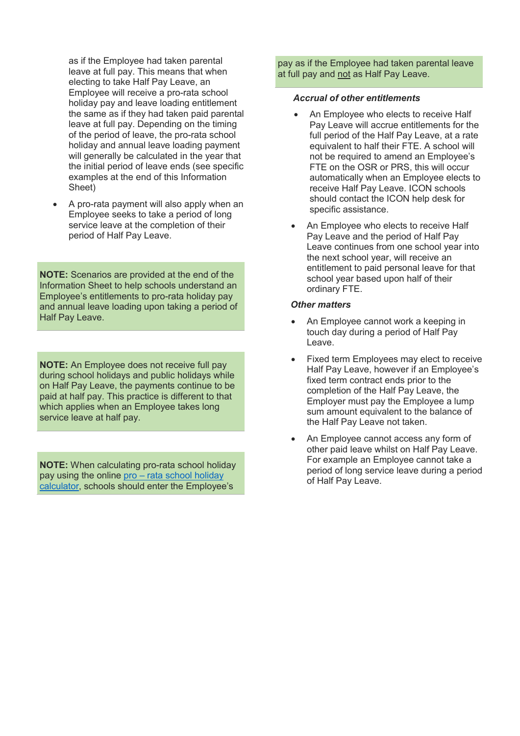as if the Employee had taken parental leave at full pay. This means that when electing to take Half Pay Leave, an Employee will receive a pro-rata school holiday pay and leave loading entitlement the same as if they had taken paid parental leave at full pay. Depending on the timing of the period of leave, the pro-rata school holiday and annual leave loading payment will generally be calculated in the year that the initial period of leave ends (see specific examples at the end of this Information Sheet)

- A pro-rata payment will also apply when an Employee seeks to take a period of long service leave at the completion of their period of Half Pay Leave.

> **NOTE:** Scenarios are provided at the end of the Information Sheet to help schools understand an Employee's entitlements to pro-rata holiday pay and annual leave loading upon taking a period of Half Pay Leave.

> **NOTE:** An Employee does not receive full pay during school holidays and public holidays while on Half Pay Leave, the payments continue to be paid at half pay. This practice is different to that which applies when an Employee takes long service leave at half pay.

> **NOTE:** When calculating pro-rata school holiday pay using the online [pro – rata school holiday calculator](), schools should enter the Employee's pay as if the Employee had taken parental leave at full pay and <u>not</u> as Half Pay Leave.

### *Accrual of other entitlements*

- An Employee who elects to receive Half Pay Leave will accrue entitlements for the full period of the Half Pay Leave, at a rate equivalent to half their FTE. A school will not be required to amend an Employee's FTE on the OSR or PRS, this will occur automatically when an Employee elects to receive Half Pay Leave. ICON schools should contact the ICON help desk for specific assistance.
- An Employee who elects to receive Half Pay Leave and the period of Half Pay Leave continues from one school year into the next school year, will receive an entitlement to paid personal leave for that school year based upon half of their ordinary FTE.

### *Other matters*

- An Employee cannot work a keeping in touch day during a period of Half Pay Leave.
- Fixed term Employees may elect to receive Half Pay Leave, however if an Employee's fixed term contract ends prior to the completion of the Half Pay Leave, the Employer must pay the Employee a lump sum amount equivalent to the balance of the Half Pay Leave not taken.
- An Employee cannot access any form of other paid leave whilst on Half Pay Leave. For example an Employee cannot take a period of long service leave during a period of Half Pay Leave.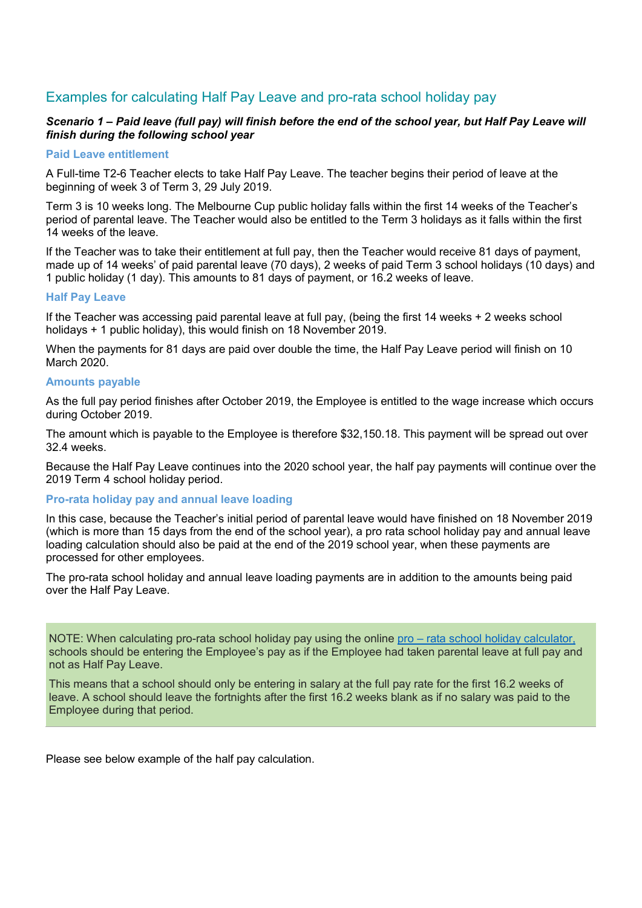## Examples for calculating Half Pay Leave and pro-rata school holiday pay

***Scenario 1 – Paid leave (full pay) will finish before the end of the school year, but Half Pay Leave will finish during the following school year***

### Paid Leave entitlement

A Full-time T2-6 Teacher elects to take Half Pay Leave. The teacher begins their period of leave at the beginning of week 3 of Term 3, 29 July 2019.

Term 3 is 10 weeks long. The Melbourne Cup public holiday falls within the first 14 weeks of the Teacher's period of parental leave. The Teacher would also be entitled to the Term 3 holidays as it falls within the first 14 weeks of the leave.

If the Teacher was to take their entitlement at full pay, then the Teacher would receive 81 days of payment, made up of 14 weeks' of paid parental leave (70 days), 2 weeks of paid Term 3 school holidays (10 days) and 1 public holiday (1 day). This amounts to 81 days of payment, or 16.2 weeks of leave.

### Half Pay Leave

If the Teacher was accessing paid parental leave at full pay, (being the first 14 weeks + 2 weeks school holidays + 1 public holiday), this would finish on 18 November 2019.

When the payments for 81 days are paid over double the time, the Half Pay Leave period will finish on 10 March 2020.

### Amounts payable

As the full pay period finishes after October 2019, the Employee is entitled to the wage increase which occurs during October 2019.

The amount which is payable to the Employee is therefore $32,150.18. This payment will be spread out over 32.4 weeks.

Because the Half Pay Leave continues into the 2020 school year, the half pay payments will continue over the 2019 Term 4 school holiday period.

### Pro-rata holiday pay and annual leave loading

In this case, because the Teacher's initial period of parental leave would have finished on 18 November 2019 (which is more than 15 days from the end of the school year), a pro rata school holiday pay and annual leave loading calculation should also be paid at the end of the 2019 school year, when these payments are processed for other employees.

The pro-rata school holiday and annual leave loading payments are in addition to the amounts being paid over the Half Pay Leave.

> NOTE: When calculating pro-rata school holiday pay using the online pro – rata school holiday calculator, schools should be entering the Employee's pay as if the Employee had taken parental leave at full pay and not as Half Pay Leave.
>
> This means that a school should only be entering in salary at the full pay rate for the first 16.2 weeks of leave. A school should leave the fortnights after the first 16.2 weeks blank as if no salary was paid to the Employee during that period.

Please see below example of the half pay calculation.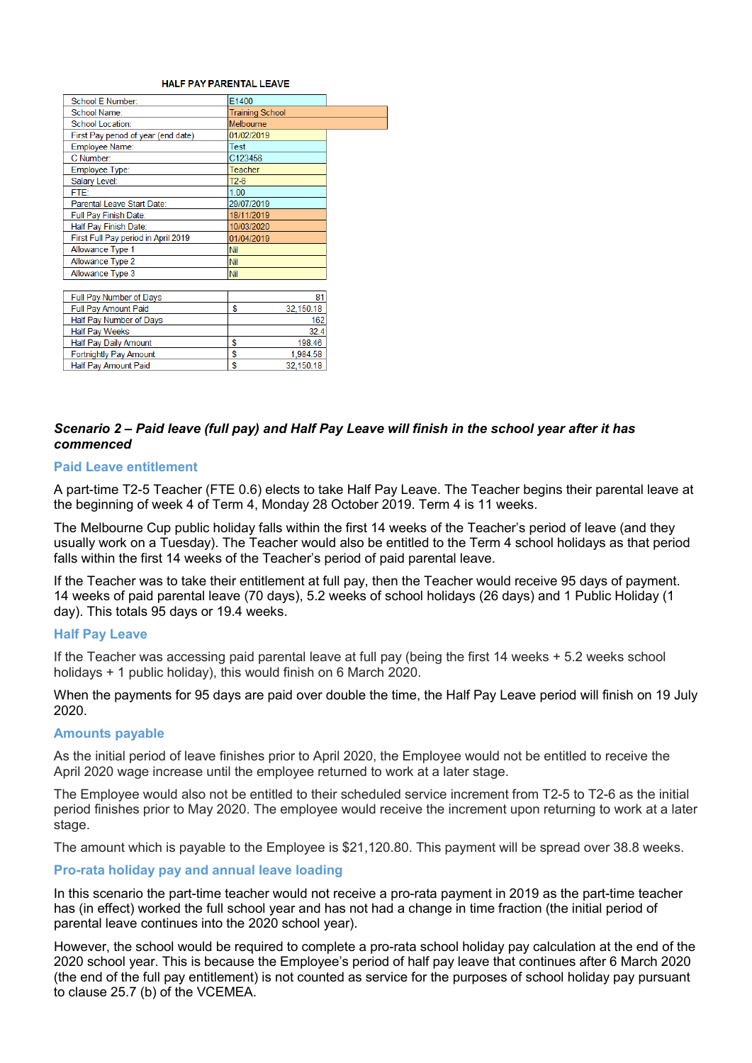**HALF PAY PARENTAL LEAVE**

| | |
|---|---|
| School E Number: | E1400 |
| School Name: | Training School |
| School Location: | Melbourne |
| First Pay period of year (end date) | 01/02/2019 |
| Employee Name: | Test |
| C Number: | C123456 |
| Employee Type: | Teacher |
| Salary Level: | T2-6 |
| FTE: | 1.00 |
| Parental Leave Start Date: | 29/07/2019 |
| Full Pay Finish Date: | 18/11/2019 |
| Half Pay Finish Date: | 10/03/2020 |
| First Full Pay period in April 2019 | 01/04/2019 |
| Allowance Type 1 | Nil |
| Allowance Type 2 | Nil |
| Allowance Type 3 | Nil |

| | |
|---|---|
| Full Pay Number of Days | 81 |
| Full Pay Amount Paid | $ 32,150.18 |
| Half Pay Number of Days | 162 |
| Half Pay Weeks | 32.4 |
| Half Pay Daily Amount | $ 198.46 |
| Fortnightly Pay Amount | $ 1,984.58 |
| Half Pay Amount Paid | $ 32,150.18 |

### *Scenario 2 – Paid leave (full pay) and Half Pay Leave will finish in the school year after it has commenced*

#### Paid Leave entitlement

A part-time T2-5 Teacher (FTE 0.6) elects to take Half Pay Leave. The Teacher begins their parental leave at the beginning of week 4 of Term 4, Monday 28 October 2019. Term 4 is 11 weeks.

The Melbourne Cup public holiday falls within the first 14 weeks of the Teacher's period of leave (and they usually work on a Tuesday). The Teacher would also be entitled to the Term 4 school holidays as that period falls within the first 14 weeks of the Teacher's period of paid parental leave.

If the Teacher was to take their entitlement at full pay, then the Teacher would receive 95 days of payment. 14 weeks of paid parental leave (70 days), 5.2 weeks of school holidays (26 days) and 1 Public Holiday (1 day). This totals 95 days or 19.4 weeks.

#### Half Pay Leave

If the Teacher was accessing paid parental leave at full pay (being the first 14 weeks + 5.2 weeks school holidays + 1 public holiday), this would finish on 6 March 2020.

When the payments for 95 days are paid over double the time, the Half Pay Leave period will finish on 19 July 2020.

#### Amounts payable

As the initial period of leave finishes prior to April 2020, the Employee would not be entitled to receive the April 2020 wage increase until the employee returned to work at a later stage.

The Employee would also not be entitled to their scheduled service increment from T2-5 to T2-6 as the initial period finishes prior to May 2020. The employee would receive the increment upon returning to work at a later stage.

The amount which is payable to the Employee is $21,120.80. This payment will be spread over 38.8 weeks.

#### Pro-rata holiday pay and annual leave loading

In this scenario the part-time teacher would not receive a pro-rata payment in 2019 as the part-time teacher has (in effect) worked the full school year and has not had a change in time fraction (the initial period of parental leave continues into the 2020 school year).

However, the school would be required to complete a pro-rata school holiday pay calculation at the end of the 2020 school year. This is because the Employee's period of half pay leave that continues after 6 March 2020 (the end of the full pay entitlement) is not counted as service for the purposes of school holiday pay pursuant to clause 25.7 (b) of the VCEMEA.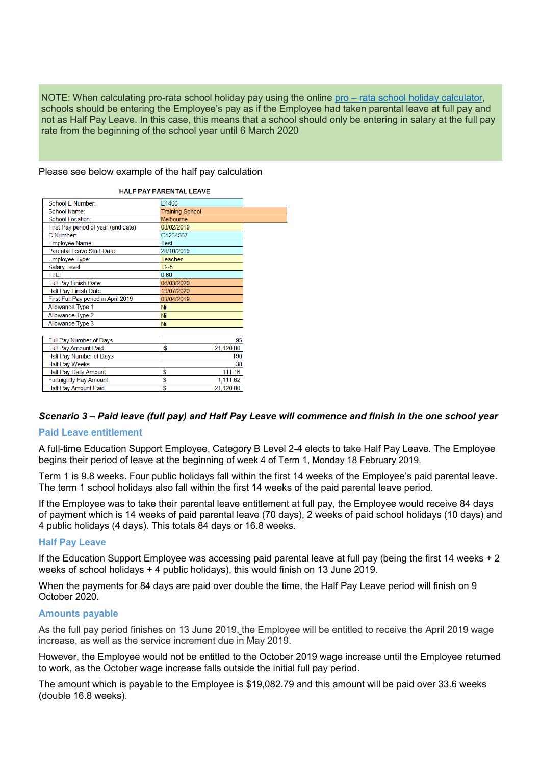NOTE: When calculating pro-rata school holiday pay using the online [pro – rata school holiday calculator](), schools should be entering the Employee's pay as if the Employee had taken parental leave at full pay and not as Half Pay Leave. In this case, this means that a school should only be entering in salary at the full pay rate from the beginning of the school year until 6 March 2020

Please see below example of the half pay calculation

**HALF PAY PARENTAL LEAVE**

| | |
|---|---|
| School E Number: | E1400 |
| School Name: | Training School |
| School Location: | Melbourne |
| First Pay period of year (end date) | 08/02/2019 |
| C Number: | C1234567 |
| Employee Name: | Test |
| Parental Leave Start Date: | 28/10/2019 |
| Employee Type: | Teacher |
| Salary Level: | T2-5 |
| FTE: | 0.60 |
| Full Pay Finish Date: | 06/03/2020 |
| Half Pay Finish Date: | 19/07/2020 |
| First Full Pay period in April 2019 | 08/04/2019 |
| Allowance Type 1 | Nil |
| Allowance Type 2 | Nil |
| Allowance Type 3 | Nil |

| | |
|---|---|
| Full Pay Number of Days | 95 |
| Full Pay Amount Paid | $ 21,120.80 |
| Half Pay Number of Days | 190 |
| Half Pay Weeks | 38 |
| Half Pay Daily Amount | $ 111.16 |
| Fortnightly Pay Amount | $ 1,111.62 |
| Half Pay Amount Paid | $ 21,120.80 |

***Scenario 3 – Paid leave (full pay) and Half Pay Leave will commence and finish in the one school year***

### Paid Leave entitlement

A full-time Education Support Employee, Category B Level 2-4 elects to take Half Pay Leave. The Employee begins their period of leave at the beginning of week 4 of Term 1, Monday 18 February 2019.

Term 1 is 9.8 weeks. Four public holidays fall within the first 14 weeks of the Employee's paid parental leave. The term 1 school holidays also fall within the first 14 weeks of the paid parental leave period.

If the Employee was to take their parental leave entitlement at full pay, the Employee would receive 84 days of payment which is 14 weeks of paid parental leave (70 days), 2 weeks of paid school holidays (10 days) and 4 public holidays (4 days). This totals 84 days or 16.8 weeks.

### Half Pay Leave

If the Education Support Employee was accessing paid parental leave at full pay (being the first 14 weeks + 2 weeks of school holidays + 4 public holidays), this would finish on 13 June 2019.

When the payments for 84 days are paid over double the time, the Half Pay Leave period will finish on 9 October 2020.

### Amounts payable

As the full pay period finishes on 13 June 2019, the Employee will be entitled to receive the April 2019 wage increase, as well as the service increment due in May 2019.

However, the Employee would not be entitled to the October 2019 wage increase until the Employee returned to work, as the October wage increase falls outside the initial full pay period.

The amount which is payable to the Employee is $19,082.79 and this amount will be paid over 33.6 weeks (double 16.8 weeks).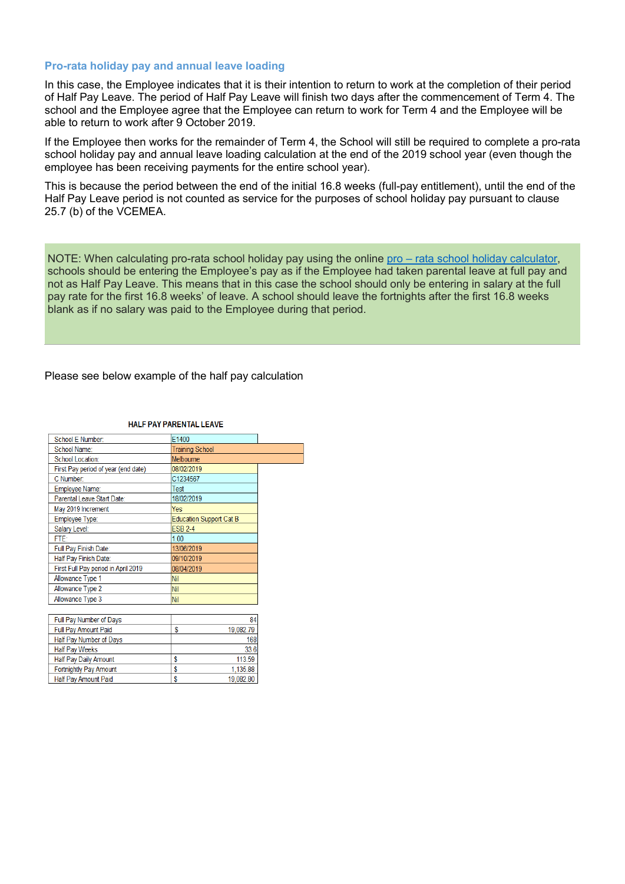## Pro-rata holiday pay and annual leave loading

In this case, the Employee indicates that it is their intention to return to work at the completion of their period of Half Pay Leave. The period of Half Pay Leave will finish two days after the commencement of Term 4. The school and the Employee agree that the Employee can return to work for Term 4 and the Employee will be able to return to work after 9 October 2019.

If the Employee then works for the remainder of Term 4, the School will still be required to complete a pro-rata school holiday pay and annual leave loading calculation at the end of the 2019 school year (even though the employee has been receiving payments for the entire school year).

This is because the period between the end of the initial 16.8 weeks (full-pay entitlement), until the end of the Half Pay Leave period is not counted as service for the purposes of school holiday pay pursuant to clause 25.7 (b) of the VCEMEA.

> NOTE: When calculating pro-rata school holiday pay using the online [pro – rata school holiday calculator](), schools should be entering the Employee's pay as if the Employee had taken parental leave at full pay and not as Half Pay Leave. This means that in this case the school should only be entering in salary at the full pay rate for the first 16.8 weeks' of leave. A school should leave the fortnights after the first 16.8 weeks blank as if no salary was paid to the Employee during that period.

Please see below example of the half pay calculation

**HALF PAY PARENTAL LEAVE**

| | |
|---|---|
| School E Number: | E1400 |
| School Name: | Training School |
| School Location: | Melbourne |
| First Pay period of year (end date) | 08/02/2019 |
| C Number: | C1234567 |
| Employee Name: | Test |
| Parental Leave Start Date: | 18/02/2019 |
| May 2019 Increment | Yes |
| Employee Type: | Education Support Cat B |
| Salary Level: | ESB 2-4 |
| FTE: | 1.00 |
| Full Pay Finish Date: | 13/06/2019 |
| Half Pay Finish Date: | 09/10/2019 |
| First Full Pay period in April 2019 | 08/04/2019 |
| Allowance Type 1 | Nil |
| Allowance Type 2 | Nil |
| Allowance Type 3 | Nil |

| | | |
|---|---|---|
| Full Pay Number of Days | | 84 |
| Full Pay Amount Paid | $ | 19,082.79 |
| Half Pay Number of Days | | 168 |
| Half Pay Weeks | | 33.6 |
| Half Pay Daily Amount | $ | 113.59 |
| Fortnightly Pay Amount | $ | 1,135.88 |
| Half Pay Amount Paid | $ | 19,082.90 |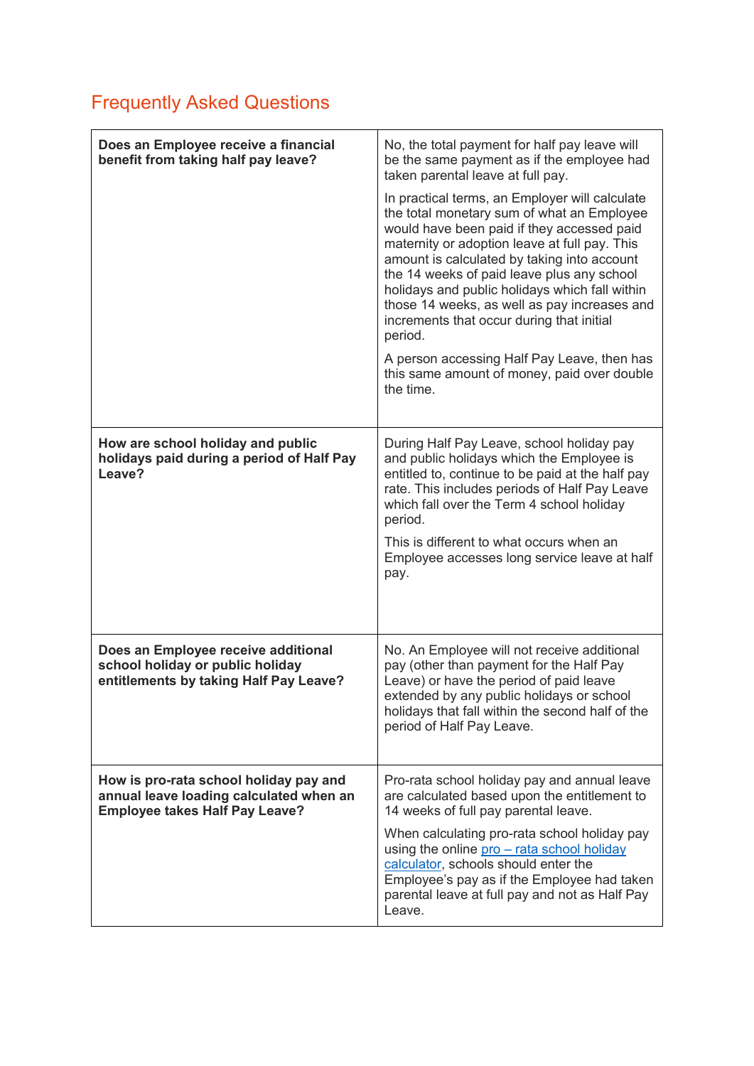## Frequently Asked Questions

| | |
|---|---|
| **Does an Employee receive a financial benefit from taking half pay leave?** | No, the total payment for half pay leave will be the same payment as if the employee had taken parental leave at full pay.<br><br>In practical terms, an Employer will calculate the total monetary sum of what an Employee would have been paid if they accessed paid maternity or adoption leave at full pay. This amount is calculated by taking into account the 14 weeks of paid leave plus any school holidays and public holidays which fall within those 14 weeks, as well as pay increases and increments that occur during that initial period.<br><br>A person accessing Half Pay Leave, then has this same amount of money, paid over double the time. |
| **How are school holiday and public holidays paid during a period of Half Pay Leave?** | During Half Pay Leave, school holiday pay and public holidays which the Employee is entitled to, continue to be paid at the half pay rate. This includes periods of Half Pay Leave which fall over the Term 4 school holiday period.<br><br>This is different to what occurs when an Employee accesses long service leave at half pay. |
| **Does an Employee receive additional school holiday or public holiday entitlements by taking Half Pay Leave?** | No. An Employee will not receive additional pay (other than payment for the Half Pay Leave) or have the period of paid leave extended by any public holidays or school holidays that fall within the second half of the period of Half Pay Leave. |
| **How is pro-rata school holiday pay and annual leave loading calculated when an Employee takes Half Pay Leave?** | Pro-rata school holiday pay and annual leave are calculated based upon the entitlement to 14 weeks of full pay parental leave.<br><br>When calculating pro-rata school holiday pay using the online [pro – rata school holiday calculator](), schools should enter the Employee's pay as if the Employee had taken parental leave at full pay and not as Half Pay Leave. |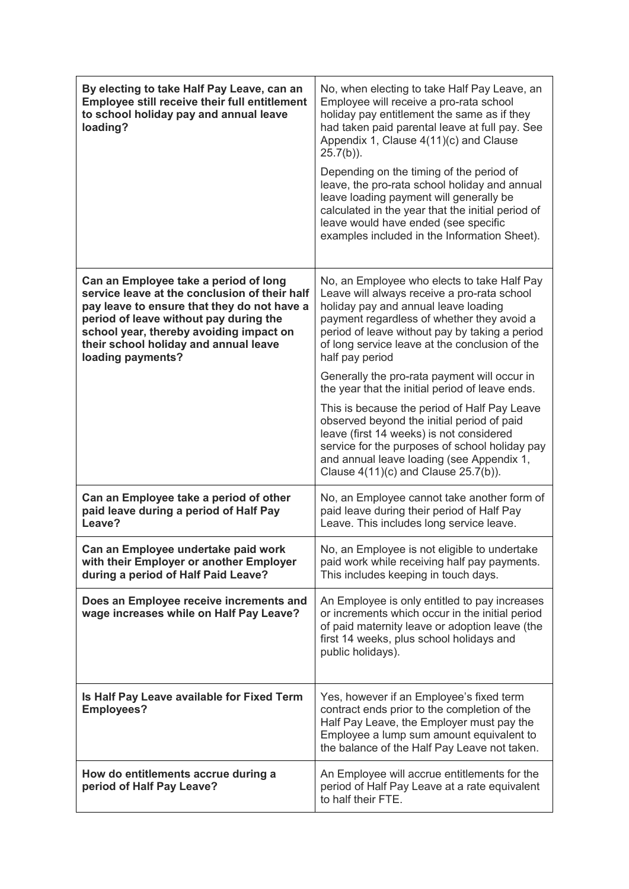| By electing to take Half Pay Leave, can an Employee still receive their full entitlement to school holiday pay and annual leave loading? | No, when electing to take Half Pay Leave, an Employee will receive a pro-rata school holiday pay entitlement the same as if they had taken paid parental leave at full pay. See Appendix 1, Clause 4(11)(c) and Clause 25.7(b)).<br><br>Depending on the timing of the period of leave, the pro-rata school holiday and annual leave loading payment will generally be calculated in the year that the initial period of leave would have ended (see specific examples included in the Information Sheet). |
|---|---|
| **Can an Employee take a period of long service leave at the conclusion of their half pay leave to ensure that they do not have a period of leave without pay during the school year, thereby avoiding impact on their school holiday and annual leave loading payments?** | No, an Employee who elects to take Half Pay Leave will always receive a pro-rata school holiday pay and annual leave loading payment regardless of whether they avoid a period of leave without pay by taking a period of long service leave at the conclusion of the half pay period<br><br>Generally the pro-rata payment will occur in the year that the initial period of leave ends.<br><br>This is because the period of Half Pay Leave observed beyond the initial period of paid leave (first 14 weeks) is not considered service for the purposes of school holiday pay and annual leave loading (see Appendix 1, Clause 4(11)(c) and Clause 25.7(b)). |
| **Can an Employee take a period of other paid leave during a period of Half Pay Leave?** | No, an Employee cannot take another form of paid leave during their period of Half Pay Leave. This includes long service leave. |
| **Can an Employee undertake paid work with their Employer or another Employer during a period of Half Paid Leave?** | No, an Employee is not eligible to undertake paid work while receiving half pay payments. This includes keeping in touch days. |
| **Does an Employee receive increments and wage increases while on Half Pay Leave?** | An Employee is only entitled to pay increases or increments which occur in the initial period of paid maternity leave or adoption leave (the first 14 weeks, plus school holidays and public holidays). |
| **Is Half Pay Leave available for Fixed Term Employees?** | Yes, however if an Employee's fixed term contract ends prior to the completion of the Half Pay Leave, the Employer must pay the Employee a lump sum amount equivalent to the balance of the Half Pay Leave not taken. |
| **How do entitlements accrue during a period of Half Pay Leave?** | An Employee will accrue entitlements for the period of Half Pay Leave at a rate equivalent to half their FTE. |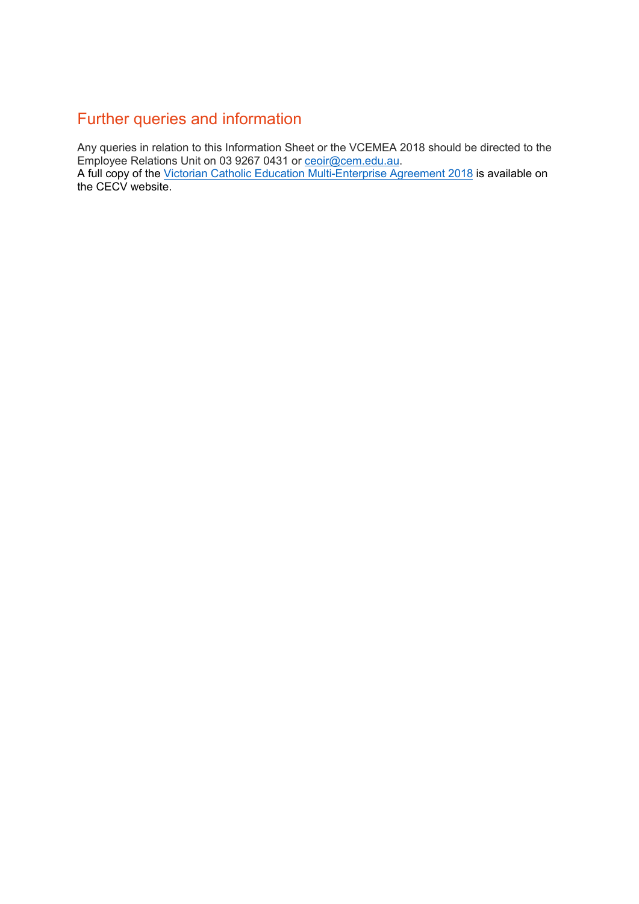## Further queries and information

Any queries in relation to this Information Sheet or the VCEMEA 2018 should be directed to the Employee Relations Unit on 03 9267 0431 or ceoir@cem.edu.au.
A full copy of the Victorian Catholic Education Multi-Enterprise Agreement 2018 is available on the CECV website.